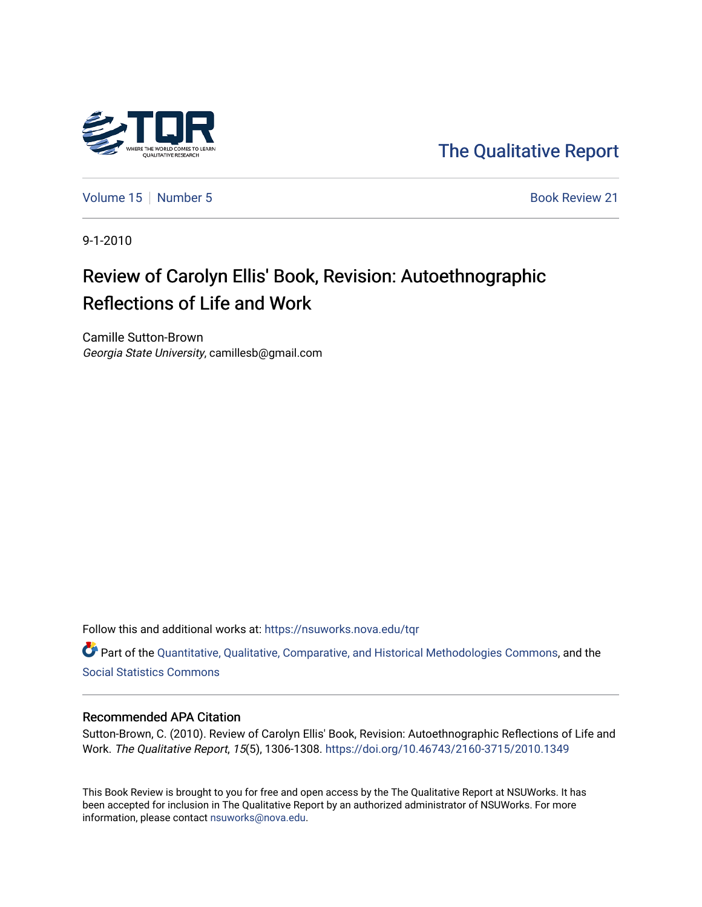The Qualitative Report

Volume 15 | Number 5 | Book Review 21

9-1-2010

# Review of Carolyn Ellis' Book, Revision: Autoethnographic Reflections of Life and Work

Camille Sutton-Brown
*Georgia State University*, camillesb@gmail.com

Follow this and additional works at: https://nsuworks.nova.edu/tqr

Part of the Quantitative, Qualitative, Comparative, and Historical Methodologies Commons, and the Social Statistics Commons

## Recommended APA Citation

Sutton-Brown, C. (2010). Review of Carolyn Ellis' Book, Revision: Autoethnographic Reflections of Life and Work. *The Qualitative Report*, *15*(5), 1306-1308. https://doi.org/10.46743/2160-3715/2010.1349

This Book Review is brought to you for free and open access by the The Qualitative Report at NSUWorks. It has been accepted for inclusion in The Qualitative Report by an authorized administrator of NSUWorks. For more information, please contact nsuworks@nova.edu.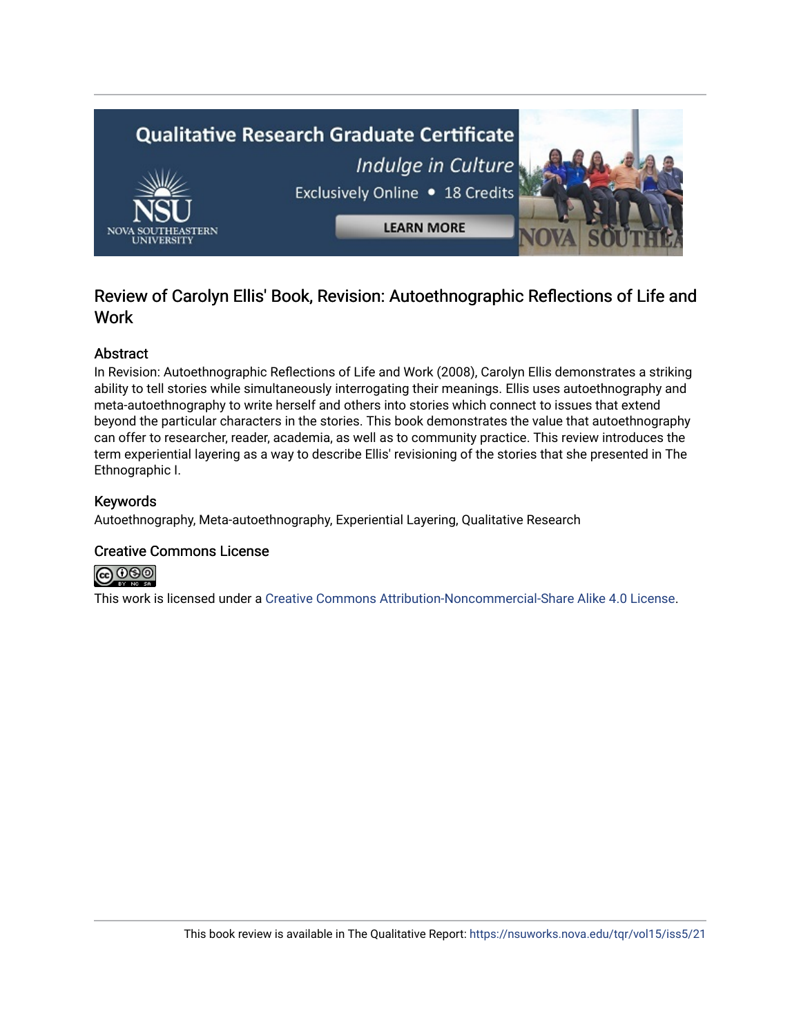## Review of Carolyn Ellis' Book, Revision: Autoethnographic Reflections of Life and Work

### Abstract

In Revision: Autoethnographic Reflections of Life and Work (2008), Carolyn Ellis demonstrates a striking ability to tell stories while simultaneously interrogating their meanings. Ellis uses autoethnography and meta-autoethnography to write herself and others into stories which connect to issues that extend beyond the particular characters in the stories. This book demonstrates the value that autoethnography can offer to researcher, reader, academia, as well as to community practice. This review introduces the term experiential layering as a way to describe Ellis' revisioning of the stories that she presented in The Ethnographic I.

### Keywords

Autoethnography, Meta-autoethnography, Experiential Layering, Qualitative Research

### Creative Commons License

This work is licensed under a Creative Commons Attribution-Noncommercial-Share Alike 4.0 License.

This book review is available in The Qualitative Report: https://nsuworks.nova.edu/tqr/vol15/iss5/21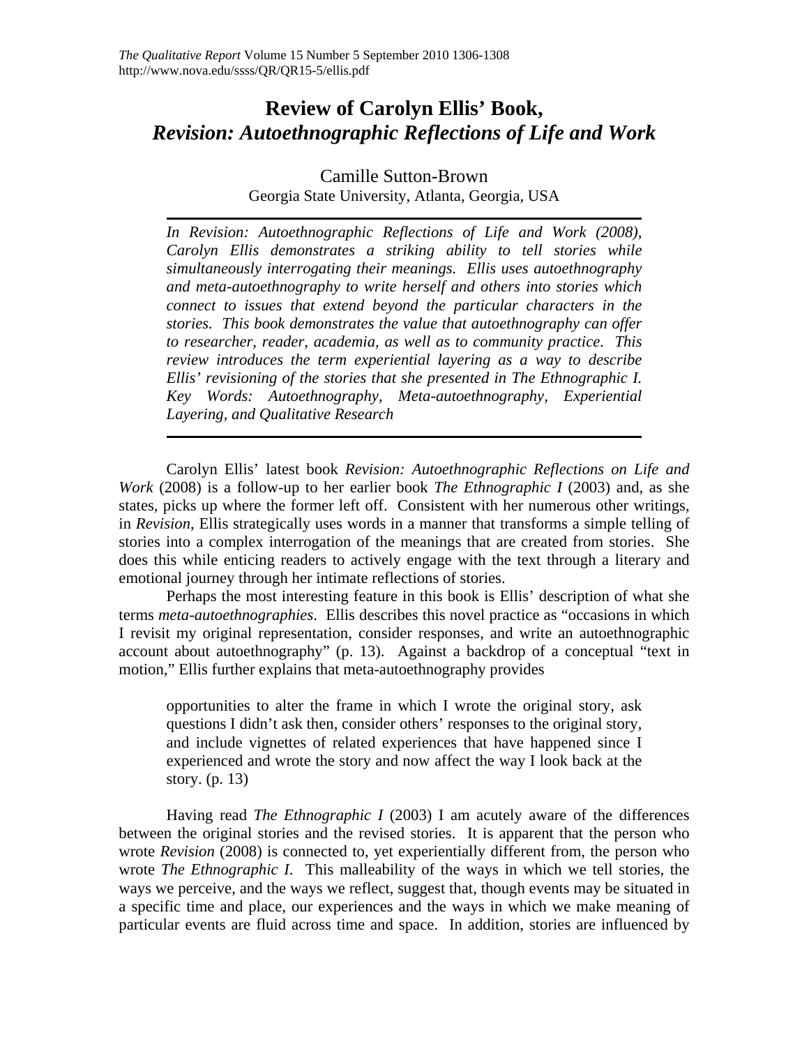# Review of Carolyn Ellis' Book, *Revision: Autoethnographic Reflections of Life and Work*

Camille Sutton-Brown
Georgia State University, Atlanta, Georgia, USA

*In Revision: Autoethnographic Reflections of Life and Work (2008), Carolyn Ellis demonstrates a striking ability to tell stories while simultaneously interrogating their meanings. Ellis uses autoethnography and meta-autoethnography to write herself and others into stories which connect to issues that extend beyond the particular characters in the stories. This book demonstrates the value that autoethnography can offer to researcher, reader, academia, as well as to community practice. This review introduces the term experiential layering as a way to describe Ellis' revisioning of the stories that she presented in The Ethnographic I. Key Words: Autoethnography, Meta-autoethnography, Experiential Layering, and Qualitative Research*

Carolyn Ellis' latest book *Revision: Autoethnographic Reflections on Life and Work* (2008) is a follow-up to her earlier book *The Ethnographic I* (2003) and, as she states, picks up where the former left off. Consistent with her numerous other writings, in *Revision*, Ellis strategically uses words in a manner that transforms a simple telling of stories into a complex interrogation of the meanings that are created from stories. She does this while enticing readers to actively engage with the text through a literary and emotional journey through her intimate reflections of stories.

Perhaps the most interesting feature in this book is Ellis' description of what she terms *meta-autoethnographies*. Ellis describes this novel practice as "occasions in which I revisit my original representation, consider responses, and write an autoethnographic account about autoethnography" (p. 13). Against a backdrop of a conceptual "text in motion," Ellis further explains that meta-autoethnography provides

> opportunities to alter the frame in which I wrote the original story, ask questions I didn't ask then, consider others' responses to the original story, and include vignettes of related experiences that have happened since I experienced and wrote the story and now affect the way I look back at the story. (p. 13)

Having read *The Ethnographic I* (2003) I am acutely aware of the differences between the original stories and the revised stories. It is apparent that the person who wrote *Revision* (2008) is connected to, yet experientially different from, the person who wrote *The Ethnographic I*. This malleability of the ways in which we tell stories, the ways we perceive, and the ways we reflect, suggest that, though events may be situated in a specific time and place, our experiences and the ways in which we make meaning of particular events are fluid across time and space. In addition, stories are influenced by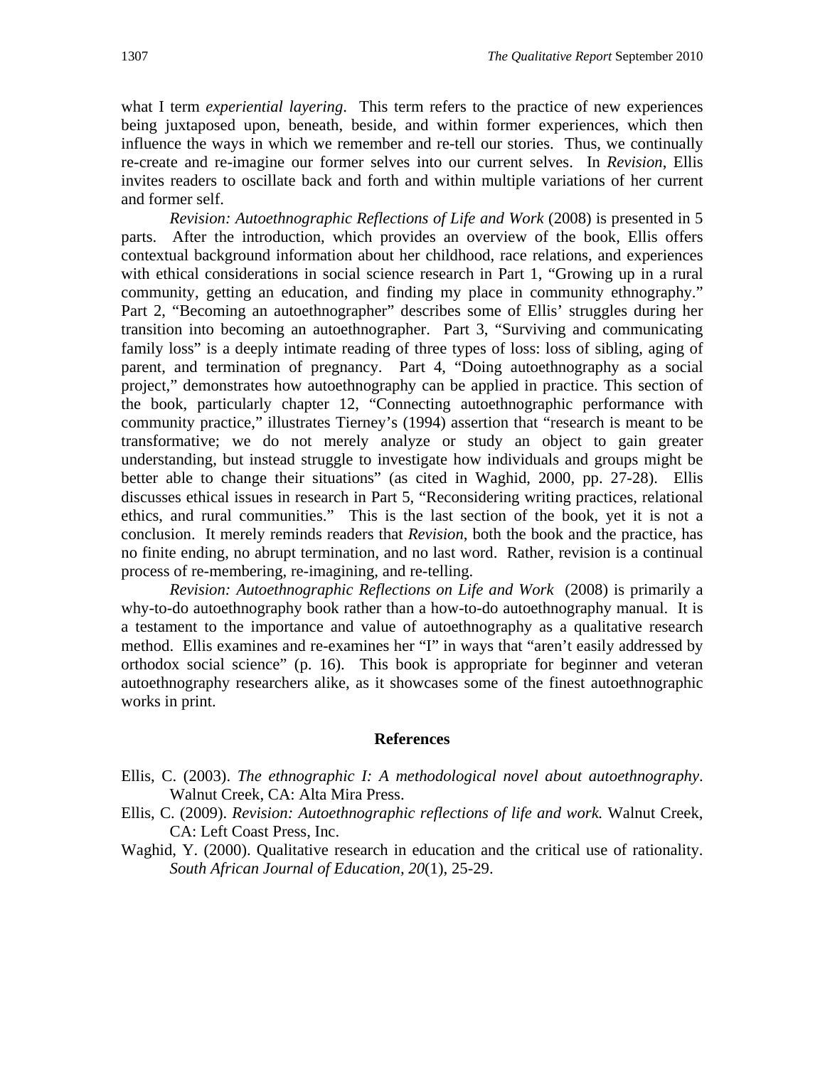what I term *experiential layering*. This term refers to the practice of new experiences being juxtaposed upon, beneath, beside, and within former experiences, which then influence the ways in which we remember and re-tell our stories. Thus, we continually re-create and re-imagine our former selves into our current selves. In *Revision*, Ellis invites readers to oscillate back and forth and within multiple variations of her current and former self.

*Revision: Autoethnographic Reflections of Life and Work* (2008) is presented in 5 parts. After the introduction, which provides an overview of the book, Ellis offers contextual background information about her childhood, race relations, and experiences with ethical considerations in social science research in Part 1, "Growing up in a rural community, getting an education, and finding my place in community ethnography." Part 2, "Becoming an autoethnographer" describes some of Ellis' struggles during her transition into becoming an autoethnographer. Part 3, "Surviving and communicating family loss" is a deeply intimate reading of three types of loss: loss of sibling, aging of parent, and termination of pregnancy. Part 4, "Doing autoethnography as a social project," demonstrates how autoethnography can be applied in practice. This section of the book, particularly chapter 12, "Connecting autoethnographic performance with community practice," illustrates Tierney's (1994) assertion that "research is meant to be transformative; we do not merely analyze or study an object to gain greater understanding, but instead struggle to investigate how individuals and groups might be better able to change their situations" (as cited in Waghid, 2000, pp. 27-28). Ellis discusses ethical issues in research in Part 5, "Reconsidering writing practices, relational ethics, and rural communities." This is the last section of the book, yet it is not a conclusion. It merely reminds readers that *Revision*, both the book and the practice, has no finite ending, no abrupt termination, and no last word. Rather, revision is a continual process of re-membering, re-imagining, and re-telling.

*Revision: Autoethnographic Reflections on Life and Work* (2008) is primarily a why-to-do autoethnography book rather than a how-to-do autoethnography manual. It is a testament to the importance and value of autoethnography as a qualitative research method. Ellis examines and re-examines her "I" in ways that "aren't easily addressed by orthodox social science" (p. 16). This book is appropriate for beginner and veteran autoethnography researchers alike, as it showcases some of the finest autoethnographic works in print.

## References

Ellis, C. (2003). *The ethnographic I: A methodological novel about autoethnography*. Walnut Creek, CA: Alta Mira Press.

Ellis, C. (2009). *Revision: Autoethnographic reflections of life and work.* Walnut Creek, CA: Left Coast Press, Inc.

Waghid, Y. (2000). Qualitative research in education and the critical use of rationality. *South African Journal of Education, 20*(1), 25-29.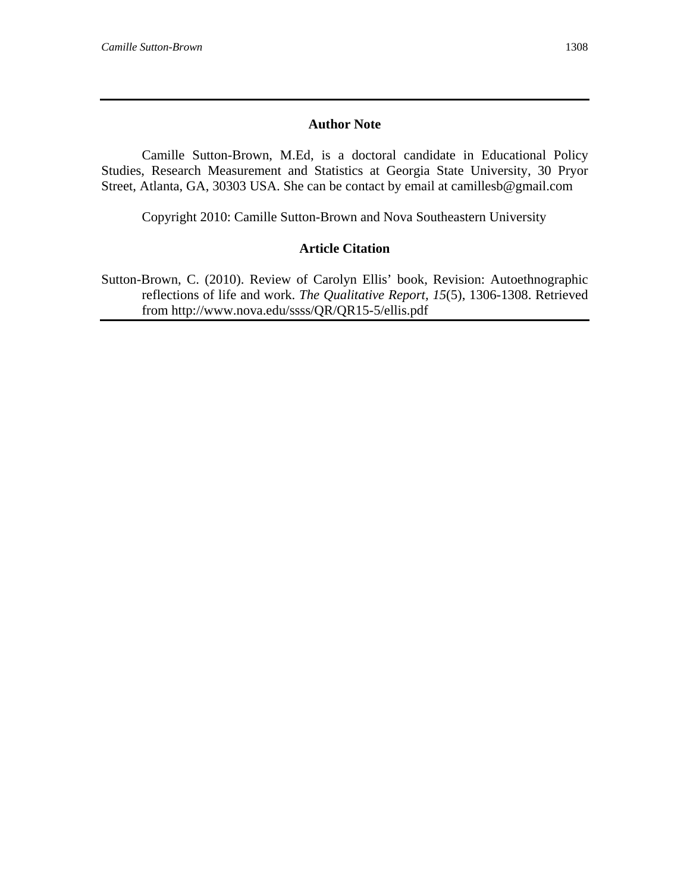## Author Note

Camille Sutton-Brown, M.Ed, is a doctoral candidate in Educational Policy Studies, Research Measurement and Statistics at Georgia State University, 30 Pryor Street, Atlanta, GA, 30303 USA. She can be contact by email at camillesb@gmail.com

Copyright 2010: Camille Sutton-Brown and Nova Southeastern University

## Article Citation

Sutton-Brown, C. (2010). Review of Carolyn Ellis' book, Revision: Autoethnographic reflections of life and work. *The Qualitative Report*, *15*(5), 1306-1308. Retrieved from http://www.nova.edu/ssss/QR/QR15-5/ellis.pdf